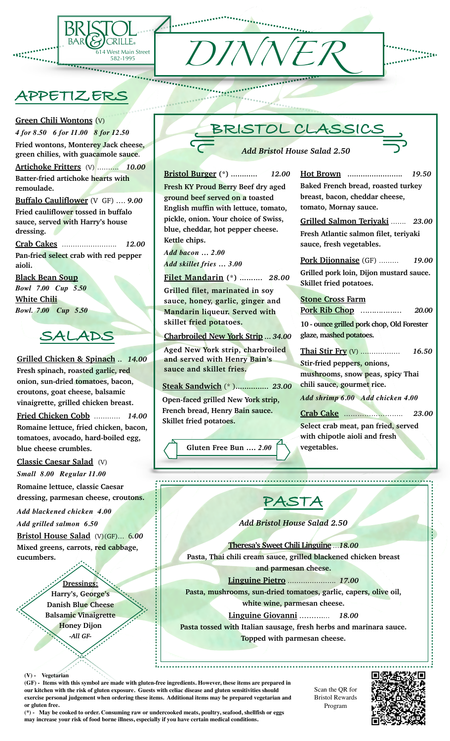BRISTOL BAR & GRILLE®
614 West Main Street
582-1995

# DINNER

## APPETIZERS

**Green Chili Wontons** (V)
*4 for 8.50   6 for 11.00   8 for 12.50*
Fried wontons, Monterey Jack cheese, green chilies, with guacamole sauce.

**Artichoke Fritters** (V) .......... *10.00*
Batter-fried artichoke hearts with remoulade.

**Buffalo Cauliflower** (V GF) .... *9.00*
Fried cauliflower tossed in buffalo sauce, served with Harry's house dressing.

**Crab Cakes** ......................... *12.00*
Pan-fried select crab with red pepper aioli.

**Black Bean Soup**
*Bowl 7.00  Cup 5.50*

**White Chili**
*Bowl. 7.00   Cup 5.50*

## SALADS

**Grilled Chicken & Spinach** .. *14.00*
Fresh spinach, roasted garlic, red onion, sun-dried tomatoes, bacon, croutons, goat cheese, balsamic vinaigrette, grilled chicken breast.

**Fried Chicken Cobb** ........... *14.00*
Romaine lettuce, fried chicken, bacon, tomatoes, avocado, hard-boiled egg, blue cheese crumbles.

**Classic Caesar Salad** (V)
*Small 8.00  Regular 11.00*
Romaine lettuce, classic Caesar dressing, parmesan cheese, croutons.
*Add blackened chicken 4.00*
*Add grilled salmon 6.50*

**Bristol House Salad** (V)(GF)... 6.*00*
Mixed greens, carrots, red cabbage, cucumbers.

**Dressings:**
Harry's, George's
Danish Blue Cheese
Balsamic Vinaigrette
Honey Dijon
*-All GF-*

## BRISTOL CLASSICS

*Add Bristol House Salad 2.50*

**Bristol Burger** (*) ........... *12.00*
Fresh KY Proud Berry Beef dry aged ground beef served on a toasted English muffin with lettuce, tomato, pickle, onion. Your choice of Swiss, blue, cheddar, hot pepper cheese. Kettle chips.
*Add bacon ... 2.00*
*Add skillet fries ... 3.00*

**Filet Mandarin** (*) ......... *28.00*
Grilled filet, marinated in soy sauce, honey, garlic, ginger and Mandarin liqueur. Served with skillet fried potatoes.

**Charbroiled New York Strip** ... *34.00*
Aged New York strip, charbroiled and served with Henry Bain's sauce and skillet fries.

**Steak Sandwich** (* )............... *23.00*
Open-faced grilled New York strip, French bread, Henry Bain sauce. Skillet fried potatoes.

Gluten Free Bun .... *2.00*

**Hot Brown** ......................... *19.50*
Baked French bread, roasted turkey breast, bacon, cheddar cheese, tomato, Mornay sauce.

**Grilled Salmon Teriyaki** ....... *23.00*
Fresh Atlantic salmon filet, teriyaki sauce, fresh vegetables.

**Pork Dijonnaise** (GF) ......... *19.00*
Grilled pork loin, Dijon mustard sauce. Skillet fried potatoes.

**Stone Cross Farm Pork Rib Chop** .................. *20.00*
10 - ounce grilled pork chop, Old Forester glaze, mashed potatoes.

**Thai Stir Fry** (V) .................. *16.50*
Stir-fried peppers, onions, mushrooms, snow peas, spicy Thai chili sauce, gourmet rice.
*Add shrimp 6.00   Add chicken 4.00*

**Crab Cake** ......................... *23.00*
Select crab meat, pan fried, served with chipotle aioli and fresh vegetables.

## PASTA

*Add Bristol House Salad 2.50*

**Theresa's Sweet Chili Linguine** ...*18.00*
Pasta, Thai chili cream sauce, grilled blackened chicken breast and parmesan cheese.

**Linguine Pietro** ...................... *17.00*
Pasta, mushrooms, sun-dried tomatoes, garlic, capers, olive oil, white wine, parmesan cheese.

**Linguine Giovanni** ............. *18.00*
Pasta tossed with Italian sausage, fresh herbs and marinara sauce. Topped with parmesan cheese.

**(V) - Vegetarian**
**(GF) - Items with this symbol are made with gluten-free ingredients. However, these items are prepared in our kitchen with the risk of gluten exposure. Guests with celiac disease and gluten sensitivities should exercise personal judgement when ordering these items. Additional items may be prepared vegetarian and or gluten free.**
**(*) - May be cooked to order. Consuming raw or undercooked meats, poultry, seafood, shellfish or eggs may increase your risk of food borne illness, especially if you have certain medical conditions.**

Scan the QR for Bristol Rewards Program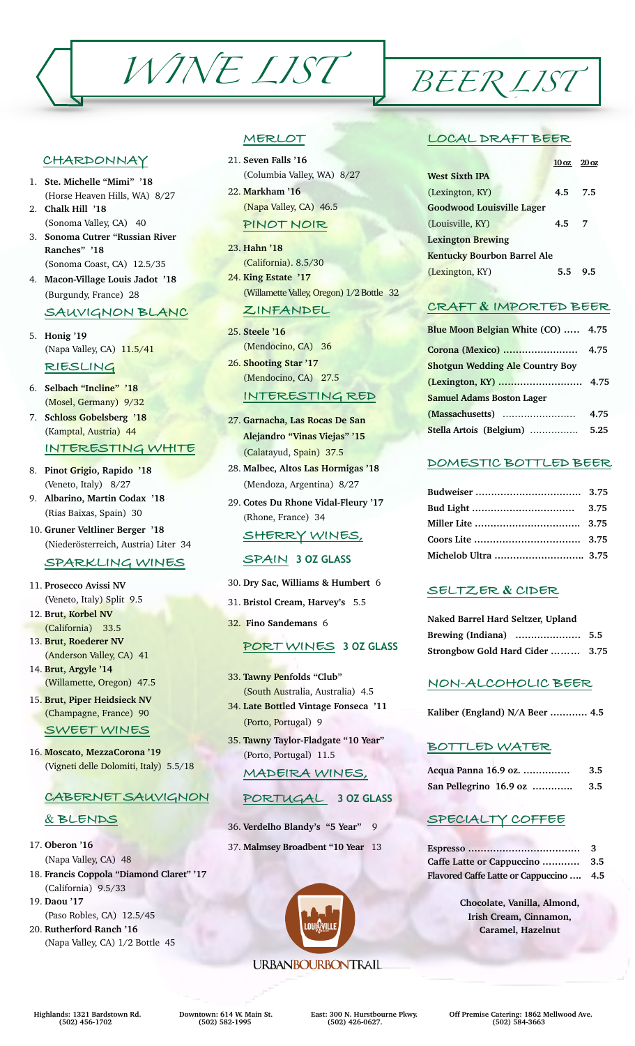# WINE LIST

# BEER LIST

## CHARDONNAY

1. **Ste. Michelle "Mimi" '18** (Horse Heaven Hills, WA) 8/27
2. **Chalk Hill '18** (Sonoma Valley, CA) 40
3. **Sonoma Cutrer "Russian River Ranches" '18** (Sonoma Coast, CA) 12.5/35
4. **Macon-Village Louis Jadot '18** (Burgundy, France) 28

## SAUVIGNON BLANC

5. **Honig '19** (Napa Valley, CA) 11.5/41

## RIESLING

6. **Selbach "Incline" '18** (Mosel, Germany) 9/32
7. **Schloss Gobelsberg '18** (Kamptal, Austria) 44

## INTERESTING WHITE

8. **Pinot Grigio, Rapido '18** (Veneto, Italy) 8/27
9. **Albarino, Martin Codax '18** (Rias Baixas, Spain) 30
10. **Gruner Veltliner Berger '18** (Niederösterreich, Austria) Liter 34

## SPARKLING WINES

11. **Prosecco Avissi NV** (Veneto, Italy) Split 9.5
12. **Brut, Korbel NV** (California) 33.5
13. **Brut, Roederer NV** (Anderson Valley, CA) 41
14. **Brut, Argyle '14** (Willamette, Oregon) 47.5
15. **Brut, Piper Heidsieck NV** (Champagne, France) 90

## SWEET WINES

16. **Moscato, MezzaCorona '19** (Vigneti delle Dolomiti, Italy) 5.5/18

## CABERNET SAUVIGNON & BLENDS

17. **Oberon '16** (Napa Valley, CA) 48
18. **Francis Coppola "Diamond Claret" '17** (California) 9.5/33
19. **Daou '17** (Paso Robles, CA) 12.5/45
20. **Rutherford Ranch '16** (Napa Valley, CA) 1/2 Bottle 45

## MERLOT

21. **Seven Falls '16** (Columbia Valley, WA) 8/27
22. **Markham '16** (Napa Valley, CA) 46.5

## PINOT NOIR

23. **Hahn '18** (California). 8.5/30
24. **King Estate '17** (Willamette Valley, Oregon) 1/2 Bottle 32

## ZINFANDEL

25. **Steele '16** (Mendocino, CA) 36
26. **Shooting Star '17** (Mendocino, CA) 27.5

## INTERESTING RED

27. **Garnacha, Las Rocas De San Alejandro "Vinas Viejas" '15** (Calatayud, Spain) 37.5
28. **Malbec, Altos Las Hormigas '18** (Mendoza, Argentina) 8/27
29. **Cotes Du Rhone Vidal-Fleury '17** (Rhone, France) 34

## SHERRY WINES, SPAIN 3 OZ GLASS

30. **Dry Sac, Williams & Humbert** 6
31. **Bristol Cream, Harvey's** 5.5
32. **Fino Sandemans** 6

## PORT WINES 3 OZ GLASS

33. **Tawny Penfolds "Club"** (South Australia, Australia) 4.5
34. **Late Bottled Vintage Fonseca '11** (Porto, Portugal) 9
35. **Tawny Taylor-Fladgate "10 Year"** (Porto, Portugal) 11.5

## MADEIRA WINES, PORTUGAL 3 OZ GLASS

36. **Verdelho Blandy's "5 Year"** 9
37. **Malmsey Broadbent "10 Year** 13

URBANBOURBONTRAIL

## LOCAL DRAFT BEER

| | 10 oz | 20 oz |
|---|---|---|
| **West Sixth IPA** (Lexington, KY) | 4.5 | 7.5 |
| **Goodwood Louisville Lager** (Louisville, KY) | 4.5 | 7 |
| **Lexington Brewing Kentucky Bourbon Barrel Ale** (Lexington, KY) | 5.5 | 9.5 |

## CRAFT & IMPORTED BEER

**Blue Moon Belgian White (CO)** ..... 4.75
**Corona (Mexico)** ..................... 4.75
**Shotgun Wedding Ale Country Boy (Lexington, KY)** ..................... 4.75
**Samuel Adams Boston Lager (Massachusetts)** ..................... 4.75
**Stella Artois (Belgium)** ............... 5.25

## DOMESTIC BOTTLED BEER

**Budweiser** ............................. 3.75
**Bud Light** ............................. 3.75
**Miller Lite** ............................. 3.75
**Coors Lite** ............................. 3.75
**Michelob Ultra** ......................... 3.75

## SELTZER & CIDER

**Naked Barrel Hard Seltzer, Upland Brewing (Indiana)** ..................... 5.5
**Strongbow Gold Hard Cider** ......... 3.75

## NON-ALCOHOLIC BEER

**Kaliber (England) N/A Beer** ............ 4.5

## BOTTLED WATER

**Acqua Panna 16.9 oz.** ............... 3.5
**San Pellegrino 16.9 oz** ............ 3.5

## SPECIALTY COFFEE

**Espresso** .............................. 3
**Caffe Latte or Cappuccino** ............ 3.5
**Flavored Caffe Latte or Cappuccino** .... 4.5

**Chocolate, Vanilla, Almond, Irish Cream, Cinnamon, Caramel, Hazelnut**

Highlands: 1321 Bardstown Rd. (502) 456-1702

Downtown: 614 W. Main St. (502) 582-1995

East: 300 N. Hurstbourne Pkwy. (502) 426-0627.

Off Premise Catering: 1862 Mellwood Ave. (502) 584-3663